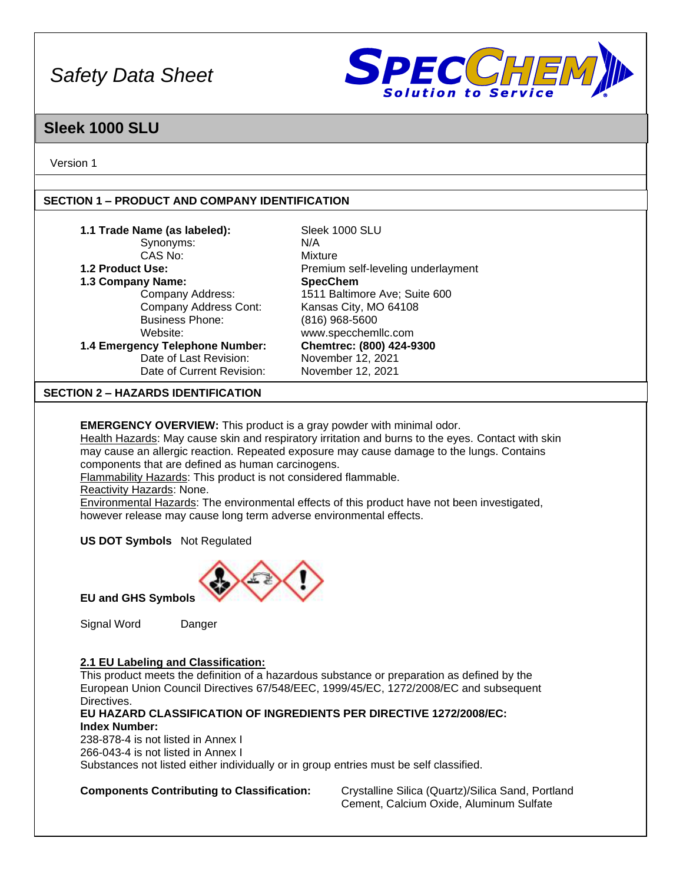*Safety Data Sheet*

# Sleek 1000 SLU

Version 1

## SECTION 1 – PRODUCT AND COMPANY IDENTIFICATION

| | |
|---|---|
| **1.1 Trade Name (as labeled):** | Sleek 1000 SLU |
| Synonyms: | N/A |
| CAS No: | Mixture |
| **1.2 Product Use:** | Premium self-leveling underlayment |
| **1.3 Company Name:** | **SpecChem** |
| Company Address: | 1511 Baltimore Ave; Suite 600 |
| Company Address Cont: | Kansas City, MO 64108 |
| Business Phone: | (816) 968-5600 |
| Website: | www.specchemllc.com |
| **1.4 Emergency Telephone Number:** | **Chemtrec: (800) 424-9300** |
| Date of Last Revision: | November 12, 2021 |
| Date of Current Revision: | November 12, 2021 |

## SECTION 2 – HAZARDS IDENTIFICATION

**EMERGENCY OVERVIEW:** This product is a gray powder with minimal odor.
Health Hazards: May cause skin and respiratory irritation and burns to the eyes. Contact with skin may cause an allergic reaction. Repeated exposure may cause damage to the lungs. Contains components that are defined as human carcinogens.
Flammability Hazards: This product is not considered flammable.
Reactivity Hazards: None.
Environmental Hazards: The environmental effects of this product have not been investigated, however release may cause long term adverse environmental effects.

**US DOT Symbols** Not Regulated

**EU and GHS Symbols**

Signal Word Danger

**2.1 EU Labeling and Classification:**
This product meets the definition of a hazardous substance or preparation as defined by the European Union Council Directives 67/548/EEC, 1999/45/EC, 1272/2008/EC and subsequent Directives.
**EU HAZARD CLASSIFICATION OF INGREDIENTS PER DIRECTIVE 1272/2008/EC:**
**Index Number:**
238-878-4 is not listed in Annex I
266-043-4 is not listed in Annex I
Substances not listed either individually or in group entries must be self classified.

**Components Contributing to Classification:** Crystalline Silica (Quartz)/Silica Sand, Portland Cement, Calcium Oxide, Aluminum Sulfate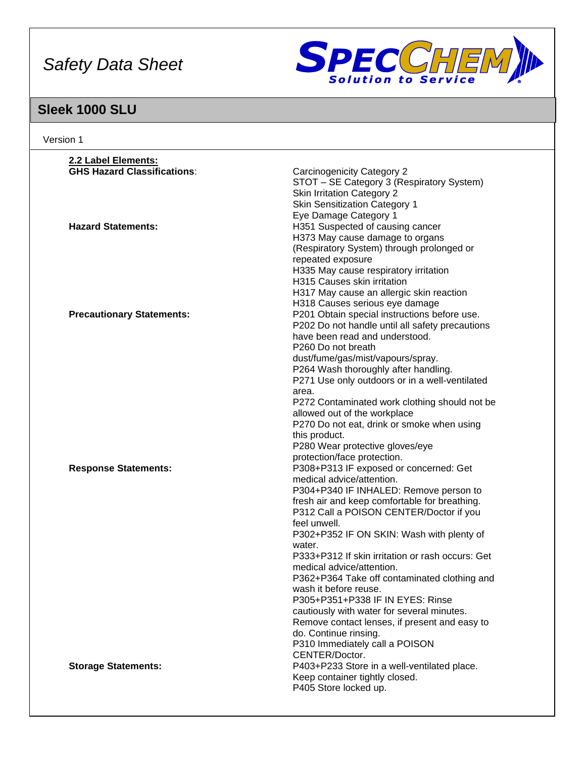**2.2 Label Elements:**

| | |
|---|---|
| **GHS Hazard Classifications**: | Carcinogenicity Category 2<br>STOT – SE Category 3 (Respiratory System)<br>Skin Irritation Category 2<br>Skin Sensitization Category 1<br>Eye Damage Category 1 |
| **Hazard Statements:** | H351 Suspected of causing cancer<br>H373 May cause damage to organs (Respiratory System) through prolonged or repeated exposure<br>H335 May cause respiratory irritation<br>H315 Causes skin irritation<br>H317 May cause an allergic skin reaction<br>H318 Causes serious eye damage |
| **Precautionary Statements:** | P201 Obtain special instructions before use.<br>P202 Do not handle until all safety precautions have been read and understood.<br>P260 Do not breath dust/fume/gas/mist/vapours/spray.<br>P264 Wash thoroughly after handling.<br>P271 Use only outdoors or in a well-ventilated area.<br>P272 Contaminated work clothing should not be allowed out of the workplace<br>P270 Do not eat, drink or smoke when using this product.<br>P280 Wear protective gloves/eye protection/face protection. |
| **Response Statements:** | P308+P313 IF exposed or concerned: Get medical advice/attention.<br>P304+P340 IF INHALED: Remove person to fresh air and keep comfortable for breathing.<br>P312 Call a POISON CENTER/Doctor if you feel unwell.<br>P302+P352 IF ON SKIN: Wash with plenty of water.<br>P333+P312 If skin irritation or rash occurs: Get medical advice/attention.<br>P362+P364 Take off contaminated clothing and wash it before reuse.<br>P305+P351+P338 IF IN EYES: Rinse cautiously with water for several minutes. Remove contact lenses, if present and easy to do. Continue rinsing.<br>P310 Immediately call a POISON CENTER/Doctor. |
| **Storage Statements:** | P403+P233 Store in a well-ventilated place. Keep container tightly closed.<br>P405 Store locked up. |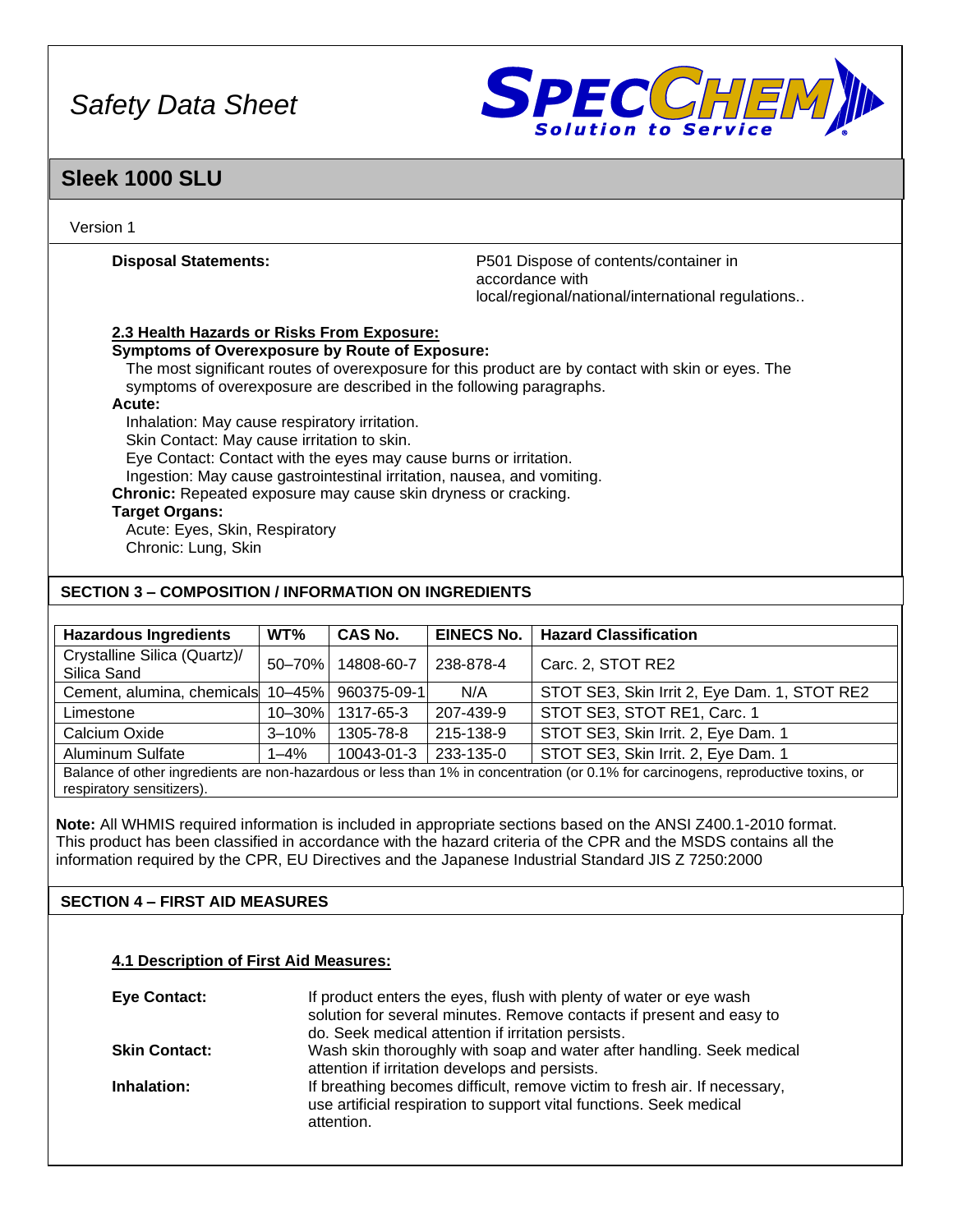**Disposal Statements:** P501 Dispose of contents/container in accordance with local/regional/national/international regulations..

**2.3 Health Hazards or Risks From Exposure:**

**Symptoms of Overexposure by Route of Exposure:**

The most significant routes of overexposure for this product are by contact with skin or eyes. The symptoms of overexposure are described in the following paragraphs.

**Acute:**

Inhalation: May cause respiratory irritation.
Skin Contact: May cause irritation to skin.
Eye Contact: Contact with the eyes may cause burns or irritation.
Ingestion: May cause gastrointestinal irritation, nausea, and vomiting.

**Chronic:** Repeated exposure may cause skin dryness or cracking.

**Target Organs:**

Acute: Eyes, Skin, Respiratory
Chronic: Lung, Skin

## SECTION 3 – COMPOSITION / INFORMATION ON INGREDIENTS

| Hazardous Ingredients | WT% | CAS No. | EINECS No. | Hazard Classification |
|---|---|---|---|---|
| Crystalline Silica (Quartz)/ Silica Sand | 50–70% | 14808-60-7 | 238-878-4 | Carc. 2, STOT RE2 |
| Cement, alumina, chemicals | 10–45% | 960375-09-1 | N/A | STOT SE3, Skin Irrit 2, Eye Dam. 1, STOT RE2 |
| Limestone | 10–30% | 1317-65-3 | 207-439-9 | STOT SE3, STOT RE1, Carc. 1 |
| Calcium Oxide | 3–10% | 1305-78-8 | 215-138-9 | STOT SE3, Skin Irrit. 2, Eye Dam. 1 |
| Aluminum Sulfate | 1–4% | 10043-01-3 | 233-135-0 | STOT SE3, Skin Irrit. 2, Eye Dam. 1 |
| Balance of other ingredients are non-hazardous or less than 1% in concentration (or 0.1% for carcinogens, reproductive toxins, or respiratory sensitizers). | | | | |

**Note:** All WHMIS required information is included in appropriate sections based on the ANSI Z400.1-2010 format. This product has been classified in accordance with the hazard criteria of the CPR and the MSDS contains all the information required by the CPR, EU Directives and the Japanese Industrial Standard JIS Z 7250:2000

## SECTION 4 – FIRST AID MEASURES

**4.1 Description of First Aid Measures:**

**Eye Contact:** If product enters the eyes, flush with plenty of water or eye wash solution for several minutes. Remove contacts if present and easy to do. Seek medical attention if irritation persists.

**Skin Contact:** Wash skin thoroughly with soap and water after handling. Seek medical attention if irritation develops and persists.

**Inhalation:** If breathing becomes difficult, remove victim to fresh air. If necessary, use artificial respiration to support vital functions. Seek medical attention.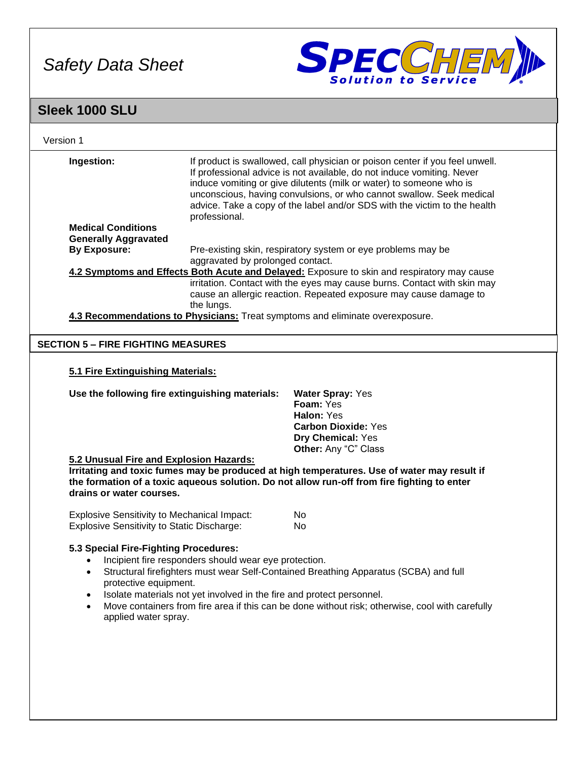**Ingestion:** If product is swallowed, call physician or poison center if you feel unwell. If professional advice is not available, do not induce vomiting. Never induce vomiting or give dilutents (milk or water) to someone who is unconscious, having convulsions, or who cannot swallow. Seek medical advice. Take a copy of the label and/or SDS with the victim to the health professional.

**Medical Conditions Generally Aggravated By Exposure:** Pre-existing skin, respiratory system or eye problems may be aggravated by prolonged contact.

**4.2 Symptoms and Effects Both Acute and Delayed:** Exposure to skin and respiratory may cause irritation. Contact with the eyes may cause burns. Contact with skin may cause an allergic reaction. Repeated exposure may cause damage to the lungs.

**4.3 Recommendations to Physicians:** Treat symptoms and eliminate overexposure.

## SECTION 5 – FIRE FIGHTING MEASURES

**5.1 Fire Extinguishing Materials:**

**Use the following fire extinguishing materials:**

- **Water Spray:** Yes
- **Foam:** Yes
- **Halon:** Yes
- **Carbon Dioxide:** Yes
- **Dry Chemical:** Yes
- **Other:** Any “C” Class

**5.2 Unusual Fire and Explosion Hazards:**

**Irritating and toxic fumes may be produced at high temperatures. Use of water may result if the formation of a toxic aqueous solution. Do not allow run-off from fire fighting to enter drains or water courses.**

| | |
|---|---|
| Explosive Sensitivity to Mechanical Impact: | No |
| Explosive Sensitivity to Static Discharge: | No |

**5.3 Special Fire-Fighting Procedures:**

- Incipient fire responders should wear eye protection.
- Structural firefighters must wear Self-Contained Breathing Apparatus (SCBA) and full protective equipment.
- Isolate materials not yet involved in the fire and protect personnel.
- Move containers from fire area if this can be done without risk; otherwise, cool with carefully applied water spray.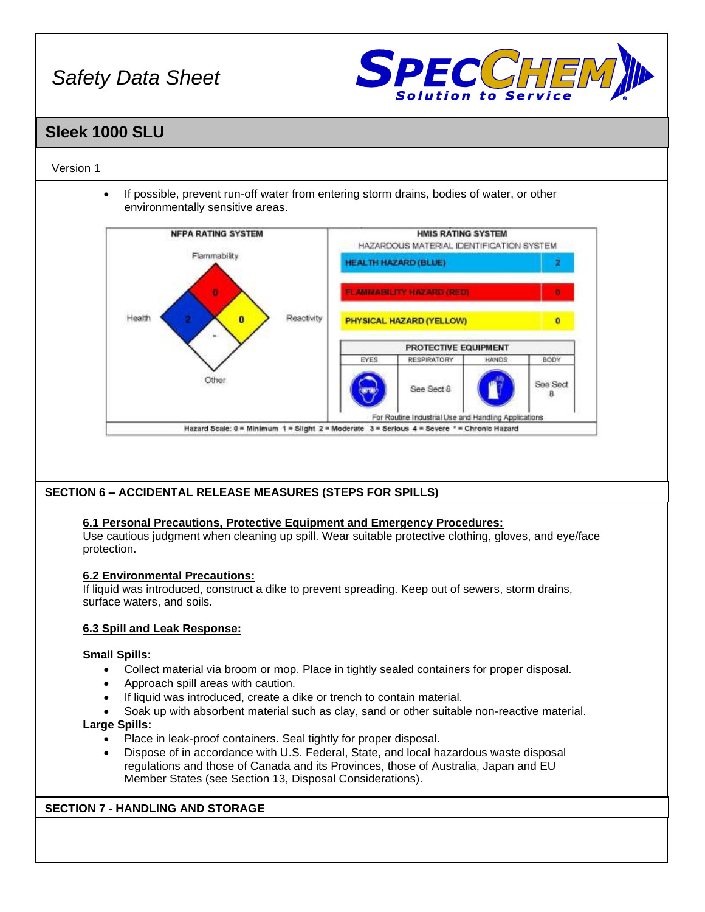- If possible, prevent run-off water from entering storm drains, bodies of water, or other environmentally sensitive areas.

| NFPA RATING SYSTEM | |
|---|---|
| Flammability | 0 |
| Health | 2 |
| Reactivity | 0 |
| Other | - |

**HMIS RATING SYSTEM**

HAZARDOUS MATERIAL IDENTIFICATION SYSTEM

| | |
|---|---|
| HEALTH HAZARD (BLUE) | 2 |
| FLAMMABILITY HAZARD (RED) | 0 |
| PHYSICAL HAZARD (YELLOW) | 0 |

| PROTECTIVE EQUIPMENT | | | |
|---|---|---|---|
| EYES | RESPIRATORY | HANDS | BODY |
| | See Sect 8 | | See Sect 8 |

For Routine Industrial Use and Handling Applications

Hazard Scale: 0 = Minimum 1 = Slight 2 = Moderate 3 = Serious 4 = Severe * = Chronic Hazard

## SECTION 6 – ACCIDENTAL RELEASE MEASURES (STEPS FOR SPILLS)

### 6.1 Personal Precautions, Protective Equipment and Emergency Procedures:

Use cautious judgment when cleaning up spill. Wear suitable protective clothing, gloves, and eye/face protection.

### 6.2 Environmental Precautions:

If liquid was introduced, construct a dike to prevent spreading. Keep out of sewers, storm drains, surface waters, and soils.

### 6.3 Spill and Leak Response:

**Small Spills:**

- Collect material via broom or mop. Place in tightly sealed containers for proper disposal.
- Approach spill areas with caution.
- If liquid was introduced, create a dike or trench to contain material.
- Soak up with absorbent material such as clay, sand or other suitable non-reactive material.

**Large Spills:**

- Place in leak-proof containers. Seal tightly for proper disposal.
- Dispose of in accordance with U.S. Federal, State, and local hazardous waste disposal regulations and those of Canada and its Provinces, those of Australia, Japan and EU Member States (see Section 13, Disposal Considerations).

## SECTION 7 - HANDLING AND STORAGE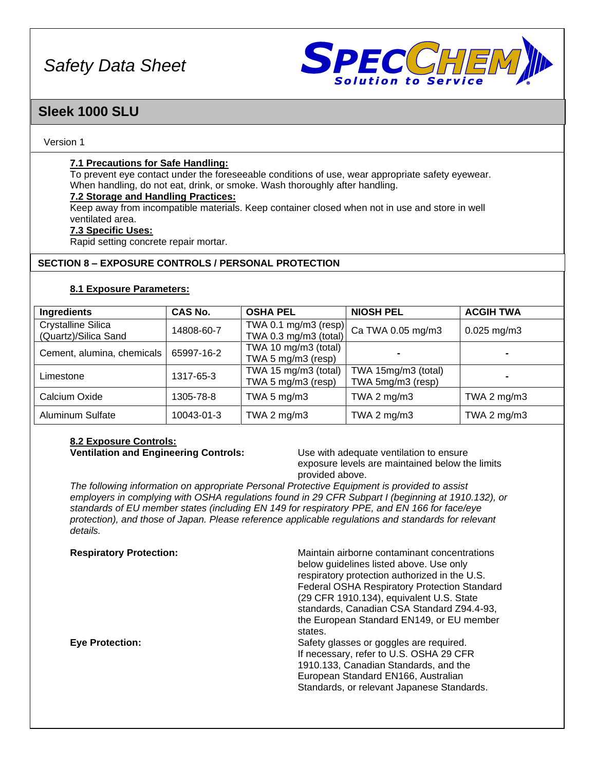# Safety Data Sheet

## Sleek 1000 SLU

Version 1

**7.1 Precautions for Safe Handling:**
To prevent eye contact under the foreseeable conditions of use, wear appropriate safety eyewear. When handling, do not eat, drink, or smoke. Wash thoroughly after handling.

**7.2 Storage and Handling Practices:**
Keep away from incompatible materials. Keep container closed when not in use and store in well ventilated area.

**7.3 Specific Uses:**
Rapid setting concrete repair mortar.

## SECTION 8 – EXPOSURE CONTROLS / PERSONAL PROTECTION

**8.1 Exposure Parameters:**

| Ingredients | CAS No. | OSHA PEL | NIOSH PEL | ACGIH TWA |
|---|---|---|---|---|
| Crystalline Silica (Quartz)/Silica Sand | 14808-60-7 | TWA 0.1 mg/m3 (resp) TWA 0.3 mg/m3 (total) | Ca TWA 0.05 mg/m3 | 0.025 mg/m3 |
| Cement, alumina, chemicals | 65997-16-2 | TWA 10 mg/m3 (total) TWA 5 mg/m3 (resp) | - | - |
| Limestone | 1317-65-3 | TWA 15 mg/m3 (total) TWA 5 mg/m3 (resp) | TWA 15mg/m3 (total) TWA 5mg/m3 (resp) | - |
| Calcium Oxide | 1305-78-8 | TWA 5 mg/m3 | TWA 2 mg/m3 | TWA 2 mg/m3 |
| Aluminum Sulfate | 10043-01-3 | TWA 2 mg/m3 | TWA 2 mg/m3 | TWA 2 mg/m3 |

**8.2 Exposure Controls:**

**Ventilation and Engineering Controls:** Use with adequate ventilation to ensure exposure levels are maintained below the limits provided above.

*The following information on appropriate Personal Protective Equipment is provided to assist employers in complying with OSHA regulations found in 29 CFR Subpart I (beginning at 1910.132), or standards of EU member states (including EN 149 for respiratory PPE, and EN 166 for face/eye protection), and those of Japan. Please reference applicable regulations and standards for relevant details.*

**Respiratory Protection:** Maintain airborne contaminant concentrations below guidelines listed above. Use only respiratory protection authorized in the U.S. Federal OSHA Respiratory Protection Standard (29 CFR 1910.134), equivalent U.S. State standards, Canadian CSA Standard Z94.4-93, the European Standard EN149, or EU member states.

**Eye Protection:** Safety glasses or goggles are required. If necessary, refer to U.S. OSHA 29 CFR 1910.133, Canadian Standards, and the European Standard EN166, Australian Standards, or relevant Japanese Standards.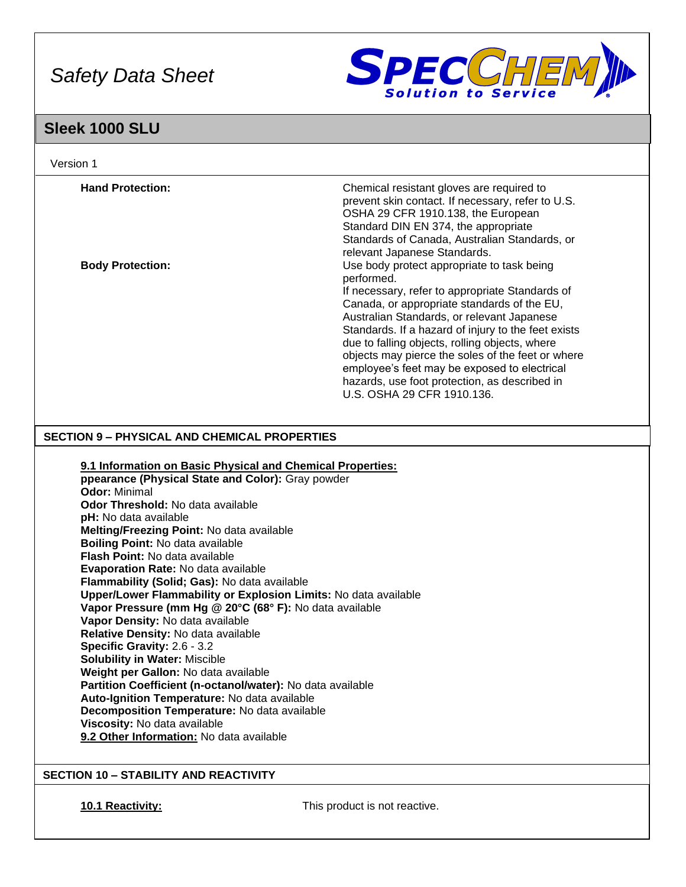Version 1

| | |
|---|---|
| **Hand Protection:** | Chemical resistant gloves are required to prevent skin contact. If necessary, refer to U.S. OSHA 29 CFR 1910.138, the European Standard DIN EN 374, the appropriate Standards of Canada, Australian Standards, or relevant Japanese Standards. |
| **Body Protection:** | Use body protect appropriate to task being performed. If necessary, refer to appropriate Standards of Canada, or appropriate standards of the EU, Australian Standards, or relevant Japanese Standards. If a hazard of injury to the feet exists due to falling objects, rolling objects, where objects may pierce the soles of the feet or where employee's feet may be exposed to electrical hazards, use foot protection, as described in U.S. OSHA 29 CFR 1910.136. |

## SECTION 9 – PHYSICAL AND CHEMICAL PROPERTIES

**9.1 Information on Basic Physical and Chemical Properties:**
**ppearance (Physical State and Color):** Gray powder
**Odor:** Minimal
**Odor Threshold:** No data available
**pH:** No data available
**Melting/Freezing Point:** No data available
**Boiling Point:** No data available
**Flash Point:** No data available
**Evaporation Rate:** No data available
**Flammability (Solid; Gas):** No data available
**Upper/Lower Flammability or Explosion Limits:** No data available
**Vapor Pressure (mm Hg @ 20°C (68° F):** No data available
**Vapor Density:** No data available
**Relative Density:** No data available
**Specific Gravity:** 2.6 - 3.2
**Solubility in Water:** Miscible
**Weight per Gallon:** No data available
**Partition Coefficient (n-octanol/water):** No data available
**Auto-Ignition Temperature:** No data available
**Decomposition Temperature:** No data available
**Viscosity:** No data available
**9.2 Other Information:** No data available

## SECTION 10 – STABILITY AND REACTIVITY

| | |
|---|---|
| **10.1 Reactivity:** | This product is not reactive. |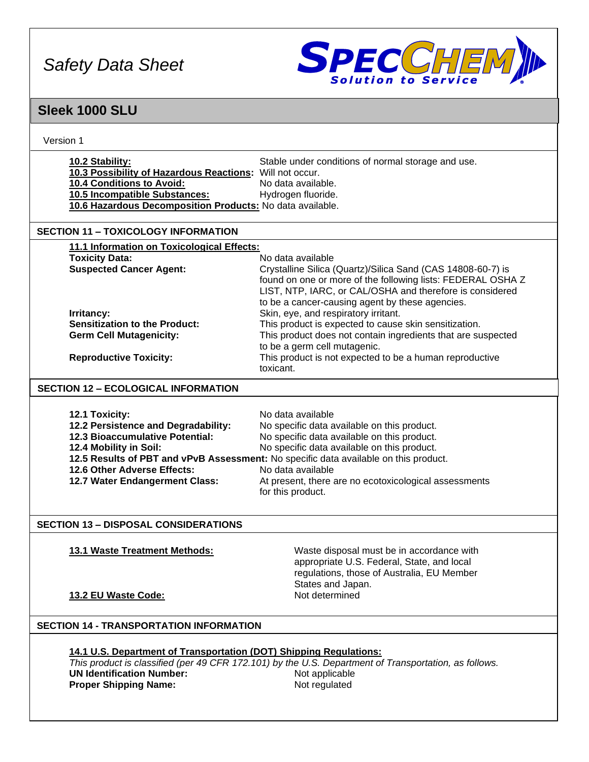# Safety Data Sheet

## Sleek 1000 SLU

Version 1

**10.2 Stability:** Stable under conditions of normal storage and use.
**10.3 Possibility of Hazardous Reactions:** Will not occur.
**10.4 Conditions to Avoid:** No data available.
**10.5 Incompatible Substances:** Hydrogen fluoride.
**10.6 Hazardous Decomposition Products:** No data available.

## SECTION 11 – TOXICOLOGY INFORMATION

**11.1 Information on Toxicological Effects:**

**Toxicity Data:** No data available

**Suspected Cancer Agent:** Crystalline Silica (Quartz)/Silica Sand (CAS 14808-60-7) is found on one or more of the following lists: FEDERAL OSHA Z LIST, NTP, IARC, or CAL/OSHA and therefore is considered to be a cancer-causing agent by these agencies.

**Irritancy:** Skin, eye, and respiratory irritant.

**Sensitization to the Product:** This product is expected to cause skin sensitization.

**Germ Cell Mutagenicity:** This product does not contain ingredients that are suspected to be a germ cell mutagenic.

**Reproductive Toxicity:** This product is not expected to be a human reproductive toxicant.

## SECTION 12 – ECOLOGICAL INFORMATION

**12.1 Toxicity:** No data available
**12.2 Persistence and Degradability:** No specific data available on this product.
**12.3 Bioaccumulative Potential:** No specific data available on this product.
**12.4 Mobility in Soil:** No specific data available on this product.
**12.5 Results of PBT and vPvB Assessment:** No specific data available on this product.
**12.6 Other Adverse Effects:** No data available
**12.7 Water Endangerment Class:** At present, there are no ecotoxicological assessments for this product.

## SECTION 13 – DISPOSAL CONSIDERATIONS

**13.1 Waste Treatment Methods:** Waste disposal must be in accordance with appropriate U.S. Federal, State, and local regulations, those of Australia, EU Member States and Japan.

**13.2 EU Waste Code:** Not determined

## SECTION 14 - TRANSPORTATION INFORMATION

**14.1 U.S. Department of Transportation (DOT) Shipping Regulations:**

*This product is classified (per 49 CFR 172.101) by the U.S. Department of Transportation, as follows.*

**UN Identification Number:** Not applicable
**Proper Shipping Name:** Not regulated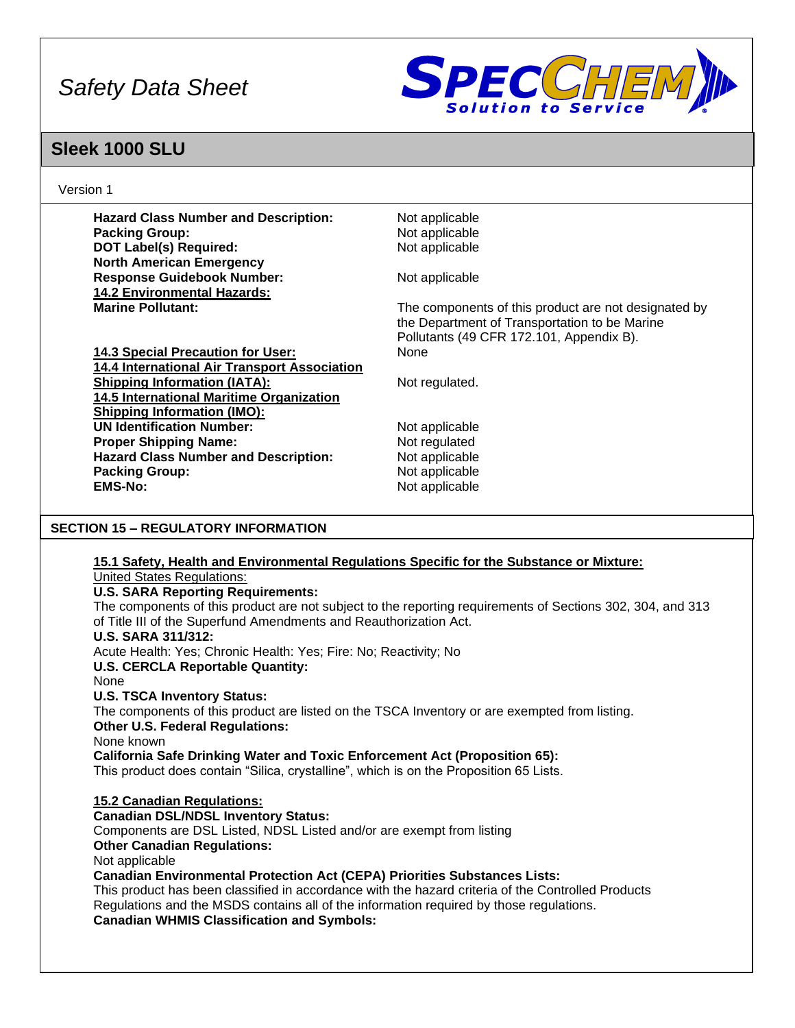| | |
|---|---|
| **Hazard Class Number and Description:** | Not applicable |
| **Packing Group:** | Not applicable |
| **DOT Label(s) Required:** | Not applicable |
| **North American Emergency Response Guidebook Number:** | Not applicable |
| **14.2 Environmental Hazards:** | |
| **Marine Pollutant:** | The components of this product are not designated by the Department of Transportation to be Marine Pollutants (49 CFR 172.101, Appendix B). |
| **14.3 Special Precaution for User:** | None |
| **14.4 International Air Transport Association Shipping Information (IATA):** | Not regulated. |
| **14.5 International Maritime Organization Shipping Information (IMO):** | |
| **UN Identification Number:** | Not applicable |
| **Proper Shipping Name:** | Not regulated |
| **Hazard Class Number and Description:** | Not applicable |
| **Packing Group:** | Not applicable |
| **EMS-No:** | Not applicable |

## SECTION 15 – REGULATORY INFORMATION

**15.1 Safety, Health and Environmental Regulations Specific for the Substance or Mixture:**

United States Regulations:

**U.S. SARA Reporting Requirements:**
The components of this product are not subject to the reporting requirements of Sections 302, 304, and 313 of Title III of the Superfund Amendments and Reauthorization Act.

**U.S. SARA 311/312:**
Acute Health: Yes; Chronic Health: Yes; Fire: No; Reactivity; No

**U.S. CERCLA Reportable Quantity:**
None

**U.S. TSCA Inventory Status:**
The components of this product are listed on the TSCA Inventory or are exempted from listing.

**Other U.S. Federal Regulations:**
None known

**California Safe Drinking Water and Toxic Enforcement Act (Proposition 65):**
This product does contain "Silica, crystalline", which is on the Proposition 65 Lists.

**15.2 Canadian Regulations:**

**Canadian DSL/NDSL Inventory Status:**
Components are DSL Listed, NDSL Listed and/or are exempt from listing

**Other Canadian Regulations:**
Not applicable

**Canadian Environmental Protection Act (CEPA) Priorities Substances Lists:**
This product has been classified in accordance with the hazard criteria of the Controlled Products Regulations and the MSDS contains all of the information required by those regulations.

**Canadian WHMIS Classification and Symbols:**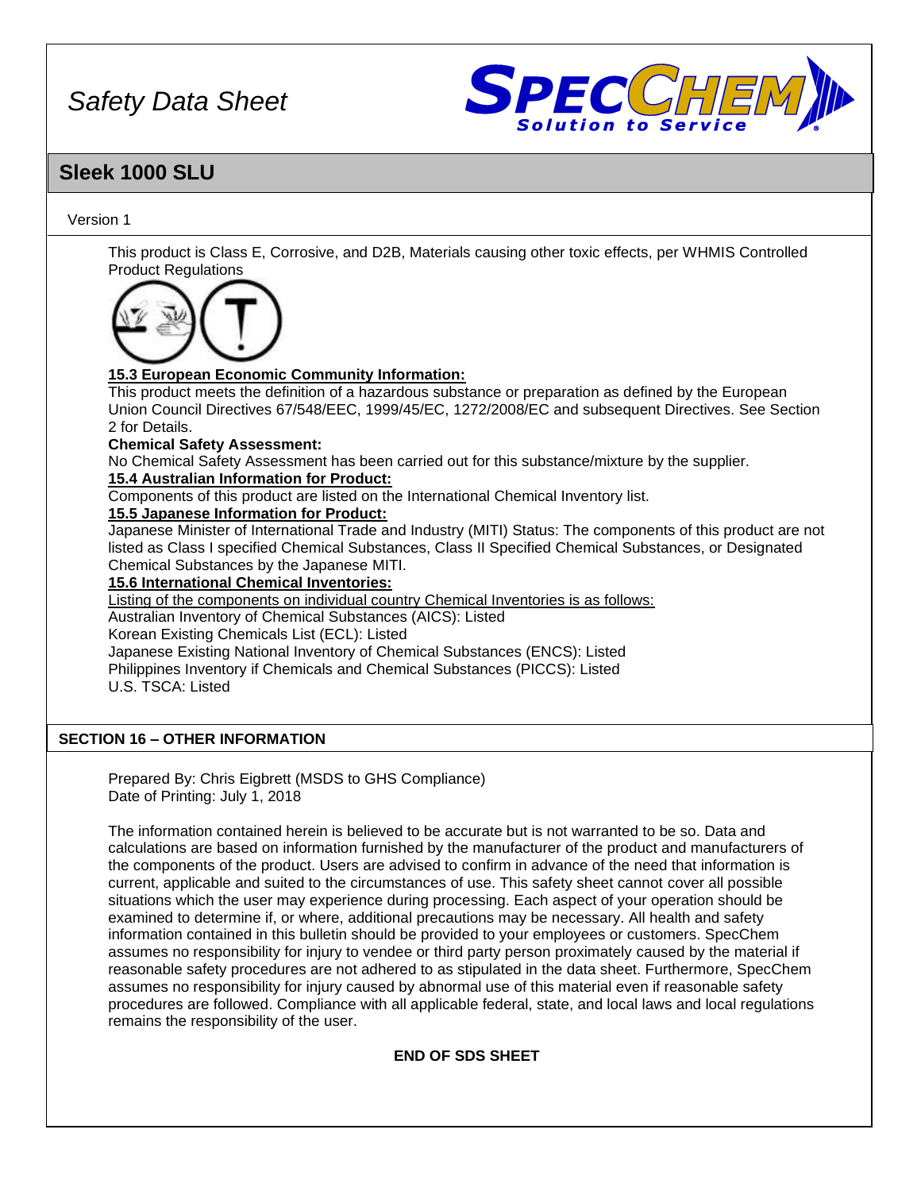# Safety Data Sheet

## Sleek 1000 SLU

Version 1

This product is Class E, Corrosive, and D2B, Materials causing other toxic effects, per WHMIS Controlled Product Regulations

**15.3 European Economic Community Information:**

This product meets the definition of a hazardous substance or preparation as defined by the European Union Council Directives 67/548/EEC, 1999/45/EC, 1272/2008/EC and subsequent Directives. See Section 2 for Details.

**Chemical Safety Assessment:**

No Chemical Safety Assessment has been carried out for this substance/mixture by the supplier.

**15.4 Australian Information for Product:**

Components of this product are listed on the International Chemical Inventory list.

**15.5 Japanese Information for Product:**

Japanese Minister of International Trade and Industry (MITI) Status: The components of this product are not listed as Class I specified Chemical Substances, Class II Specified Chemical Substances, or Designated Chemical Substances by the Japanese MITI.

**15.6 International Chemical Inventories:**

Listing of the components on individual country Chemical Inventories is as follows:

Australian Inventory of Chemical Substances (AICS): Listed
Korean Existing Chemicals List (ECL): Listed
Japanese Existing National Inventory of Chemical Substances (ENCS): Listed
Philippines Inventory if Chemicals and Chemical Substances (PICCS): Listed
U.S. TSCA: Listed

## SECTION 16 – OTHER INFORMATION

Prepared By: Chris Eigbrett (MSDS to GHS Compliance)
Date of Printing: July 1, 2018

The information contained herein is believed to be accurate but is not warranted to be so. Data and calculations are based on information furnished by the manufacturer of the product and manufacturers of the components of the product. Users are advised to confirm in advance of the need that information is current, applicable and suited to the circumstances of use. This safety sheet cannot cover all possible situations which the user may experience during processing. Each aspect of your operation should be examined to determine if, or where, additional precautions may be necessary. All health and safety information contained in this bulletin should be provided to your employees or customers. SpecChem assumes no responsibility for injury to vendee or third party person proximately caused by the material if reasonable safety procedures are not adhered to as stipulated in the data sheet. Furthermore, SpecChem assumes no responsibility for injury caused by abnormal use of this material even if reasonable safety procedures are followed. Compliance with all applicable federal, state, and local laws and local regulations remains the responsibility of the user.

**END OF SDS SHEET**